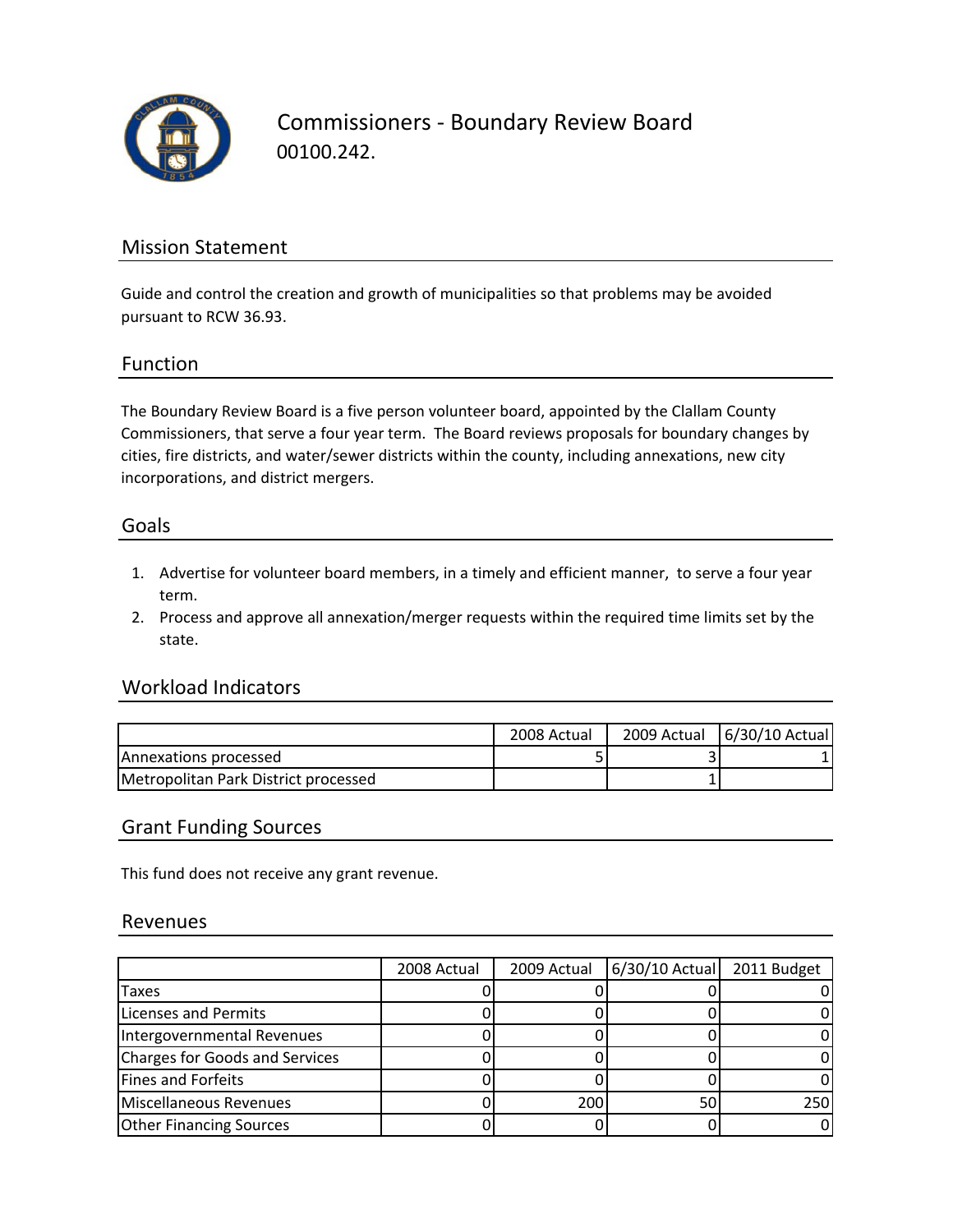# Commissioners - Boundary Review Board

00100.242.

## Mission Statement

Guide and control the creation and growth of municipalities so that problems may be avoided pursuant to RCW 36.93.

## Function

The Boundary Review Board is a five person volunteer board, appointed by the Clallam County Commissioners, that serve a four year term. The Board reviews proposals for boundary changes by cities, fire districts, and water/sewer districts within the county, including annexations, new city incorporations, and district mergers.

## Goals

1. Advertise for volunteer board members, in a timely and efficient manner, to serve a four year term.
2. Process and approve all annexation/merger requests within the required time limits set by the state.

## Workload Indicators

| | 2008 Actual | 2009 Actual | 6/30/10 Actual |
|---|---|---|---|
| Annexations processed | 5 | 3 | 1 |
| Metropolitan Park District processed | | 1 | |

## Grant Funding Sources

This fund does not receive any grant revenue.

## Revenues

| | 2008 Actual | 2009 Actual | 6/30/10 Actual | 2011 Budget |
|---|---|---|---|---|
| Taxes | 0 | 0 | 0 | 0 |
| Licenses and Permits | 0 | 0 | 0 | 0 |
| Intergovernmental Revenues | 0 | 0 | 0 | 0 |
| Charges for Goods and Services | 0 | 0 | 0 | 0 |
| Fines and Forfeits | 0 | 0 | 0 | 0 |
| Miscellaneous Revenues | 0 | 200 | 50 | 250 |
| Other Financing Sources | 0 | 0 | 0 | 0 |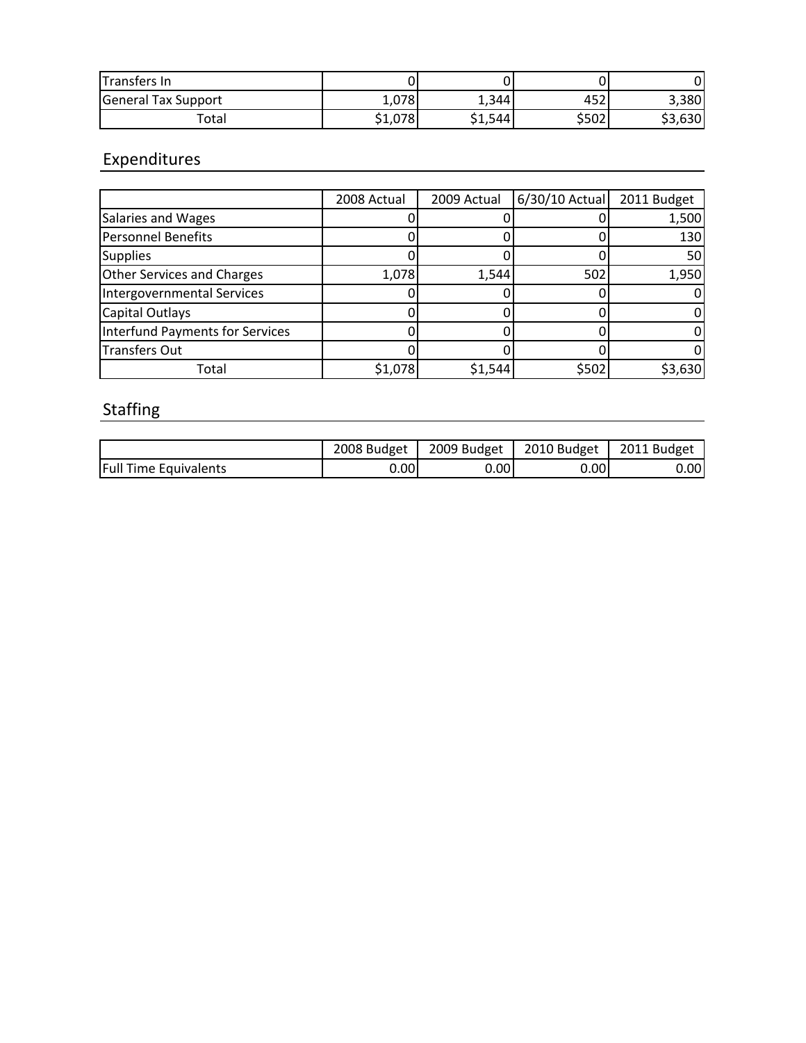| | | | | |
|---|---|---|---|---|
| Transfers In | 0 | 0 | 0 | 0 |
| General Tax Support | 1,078 | 1,344 | 452 | 3,380 |
| Total | $1,078 | $1,544 | $502 | $3,630 |

## Expenditures

| | 2008 Actual | 2009 Actual | 6/30/10 Actual | 2011 Budget |
|---|---|---|---|---|
| Salaries and Wages | 0 | 0 | 0 | 1,500 |
| Personnel Benefits | 0 | 0 | 0 | 130 |
| Supplies | 0 | 0 | 0 | 50 |
| Other Services and Charges | 1,078 | 1,544 | 502 | 1,950 |
| Intergovernmental Services | 0 | 0 | 0 | 0 |
| Capital Outlays | 0 | 0 | 0 | 0 |
| Interfund Payments for Services | 0 | 0 | 0 | 0 |
| Transfers Out | 0 | 0 | 0 | 0 |
| Total | $1,078 | $1,544 | $502 | $3,630 |

## Staffing

| | 2008 Budget | 2009 Budget | 2010 Budget | 2011 Budget |
|---|---|---|---|---|
| Full Time Equivalents | 0.00 | 0.00 | 0.00 | 0.00 |